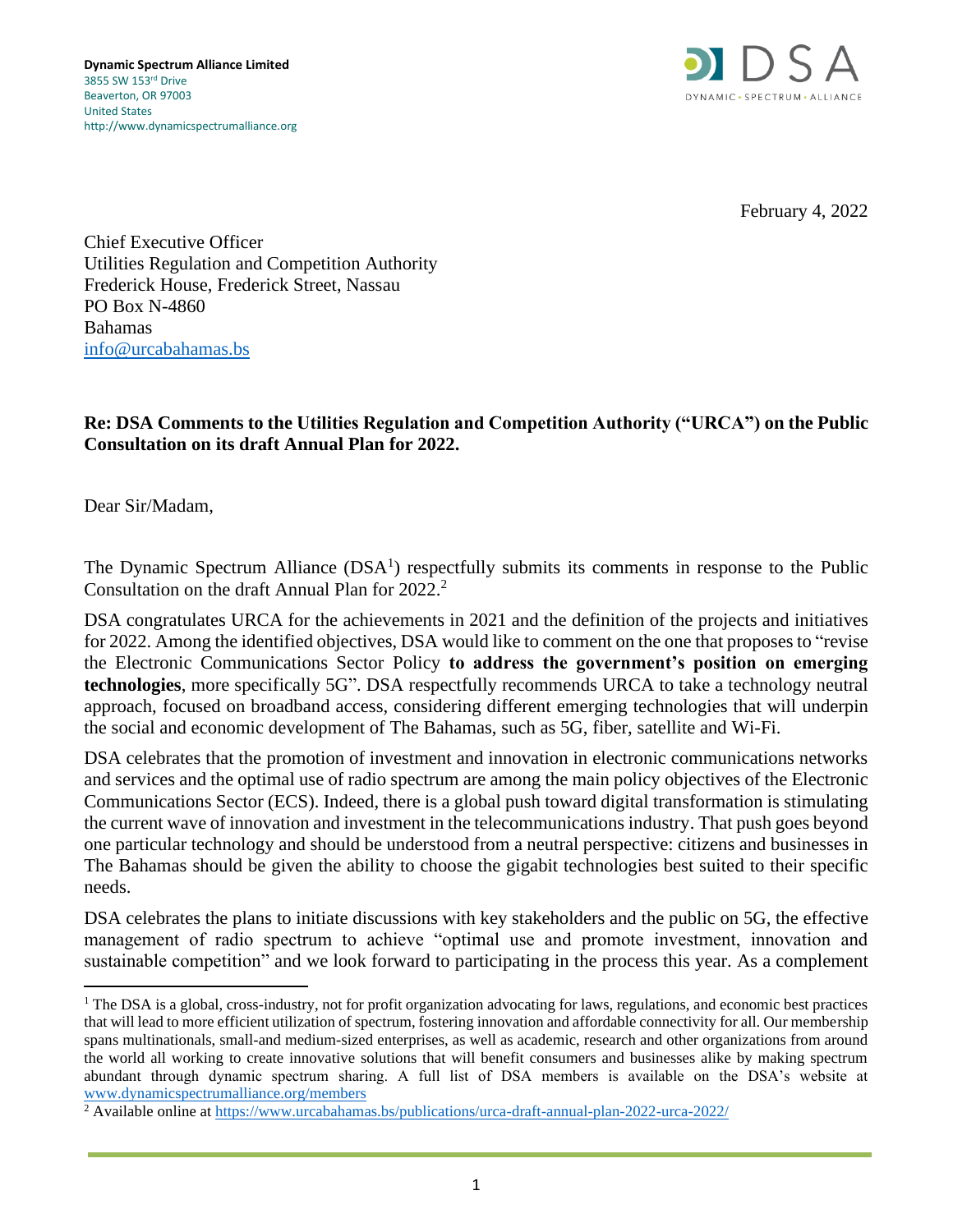**Dynamic Spectrum Alliance Limited**
3855 SW 153rd Drive
Beaverton, OR 97003
United States
http://www.dynamicspectrumalliance.org

February 4, 2022

Chief Executive Officer
Utilities Regulation and Competition Authority
Frederick House, Frederick Street, Nassau
PO Box N-4860
Bahamas
info@urcabahamas.bs

**Re: DSA Comments to the Utilities Regulation and Competition Authority ("URCA") on the Public Consultation on its draft Annual Plan for 2022.**

Dear Sir/Madam,

The Dynamic Spectrum Alliance (DSA[1]) respectfully submits its comments in response to the Public Consultation on the draft Annual Plan for 2022.[2]

DSA congratulates URCA for the achievements in 2021 and the definition of the projects and initiatives for 2022. Among the identified objectives, DSA would like to comment on the one that proposes to "revise the Electronic Communications Sector Policy **to address the government's position on emerging technologies**, more specifically 5G". DSA respectfully recommends URCA to take a technology neutral approach, focused on broadband access, considering different emerging technologies that will underpin the social and economic development of The Bahamas, such as 5G, fiber, satellite and Wi-Fi.

DSA celebrates that the promotion of investment and innovation in electronic communications networks and services and the optimal use of radio spectrum are among the main policy objectives of the Electronic Communications Sector (ECS). Indeed, there is a global push toward digital transformation is stimulating the current wave of innovation and investment in the telecommunications industry. That push goes beyond one particular technology and should be understood from a neutral perspective: citizens and businesses in The Bahamas should be given the ability to choose the gigabit technologies best suited to their specific needs.

DSA celebrates the plans to initiate discussions with key stakeholders and the public on 5G, the effective management of radio spectrum to achieve "optimal use and promote investment, innovation and sustainable competition" and we look forward to participating in the process this year. As a complement

---

[1] The DSA is a global, cross-industry, not for profit organization advocating for laws, regulations, and economic best practices that will lead to more efficient utilization of spectrum, fostering innovation and affordable connectivity for all. Our membership spans multinationals, small-and medium-sized enterprises, as well as academic, research and other organizations from around the world all working to create innovative solutions that will benefit consumers and businesses alike by making spectrum abundant through dynamic spectrum sharing. A full list of DSA members is available on the DSA's website at www.dynamicspectrumalliance.org/members

[2] Available online at https://www.urcabahamas.bs/publications/urca-draft-annual-plan-2022-urca-2022/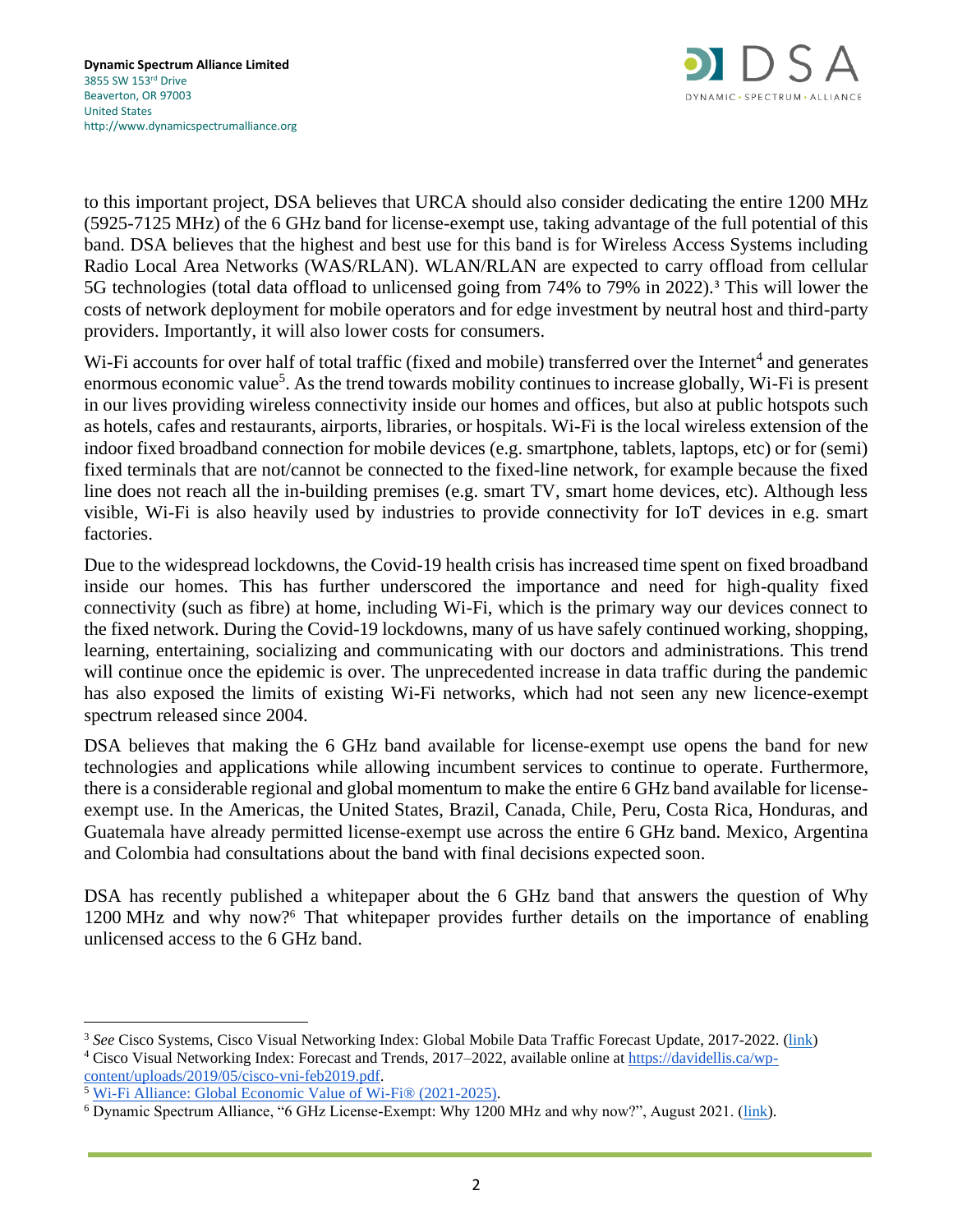to this important project, DSA believes that URCA should also consider dedicating the entire 1200 MHz (5925-7125 MHz) of the 6 GHz band for license-exempt use, taking advantage of the full potential of this band. DSA believes that the highest and best use for this band is for Wireless Access Systems including Radio Local Area Networks (WAS/RLAN). WLAN/RLAN are expected to carry offload from cellular 5G technologies (total data offload to unlicensed going from 74% to 79% in 2022).[3] This will lower the costs of network deployment for mobile operators and for edge investment by neutral host and third-party providers. Importantly, it will also lower costs for consumers.

Wi-Fi accounts for over half of total traffic (fixed and mobile) transferred over the Internet[4] and generates enormous economic value[5]. As the trend towards mobility continues to increase globally, Wi-Fi is present in our lives providing wireless connectivity inside our homes and offices, but also at public hotspots such as hotels, cafes and restaurants, airports, libraries, or hospitals. Wi-Fi is the local wireless extension of the indoor fixed broadband connection for mobile devices (e.g. smartphone, tablets, laptops, etc) or for (semi) fixed terminals that are not/cannot be connected to the fixed-line network, for example because the fixed line does not reach all the in-building premises (e.g. smart TV, smart home devices, etc). Although less visible, Wi-Fi is also heavily used by industries to provide connectivity for IoT devices in e.g. smart factories.

Due to the widespread lockdowns, the Covid-19 health crisis has increased time spent on fixed broadband inside our homes. This has further underscored the importance and need for high-quality fixed connectivity (such as fibre) at home, including Wi-Fi, which is the primary way our devices connect to the fixed network. During the Covid-19 lockdowns, many of us have safely continued working, shopping, learning, entertaining, socializing and communicating with our doctors and administrations. This trend will continue once the epidemic is over. The unprecedented increase in data traffic during the pandemic has also exposed the limits of existing Wi-Fi networks, which had not seen any new licence-exempt spectrum released since 2004.

DSA believes that making the 6 GHz band available for license-exempt use opens the band for new technologies and applications while allowing incumbent services to continue to operate. Furthermore, there is a considerable regional and global momentum to make the entire 6 GHz band available for license-exempt use. In the Americas, the United States, Brazil, Canada, Chile, Peru, Costa Rica, Honduras, and Guatemala have already permitted license-exempt use across the entire 6 GHz band. Mexico, Argentina and Colombia had consultations about the band with final decisions expected soon.

DSA has recently published a whitepaper about the 6 GHz band that answers the question of Why 1200 MHz and why now?[6] That whitepaper provides further details on the importance of enabling unlicensed access to the 6 GHz band.

---

[3] *See* Cisco Systems, Cisco Visual Networking Index: Global Mobile Data Traffic Forecast Update, 2017-2022. (link)

[4] Cisco Visual Networking Index: Forecast and Trends, 2017–2022, available online at https://davidellis.ca/wp-content/uploads/2019/05/cisco-vni-feb2019.pdf.

[5] Wi-Fi Alliance: Global Economic Value of Wi-Fi® (2021-2025).

[6] Dynamic Spectrum Alliance, "6 GHz License-Exempt: Why 1200 MHz and why now?", August 2021. (link).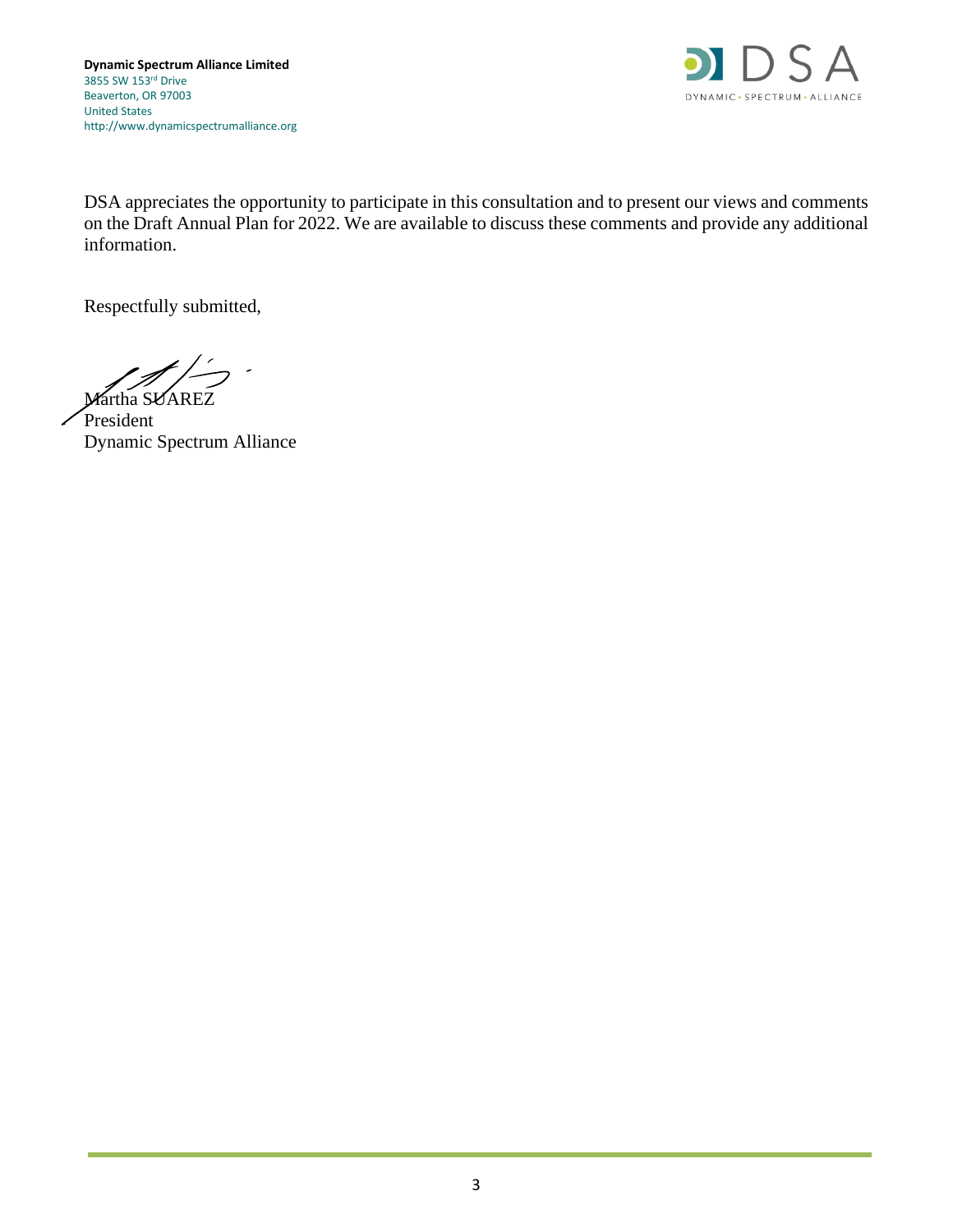**Dynamic Spectrum Alliance Limited**
3855 SW 153rd Drive
Beaverton, OR 97003
United States
http://www.dynamicspectrumalliance.org

DSA appreciates the opportunity to participate in this consultation and to present our views and comments on the Draft Annual Plan for 2022. We are available to discuss these comments and provide any additional information.

Respectfully submitted,

Martha SUAREZ
President
Dynamic Spectrum Alliance